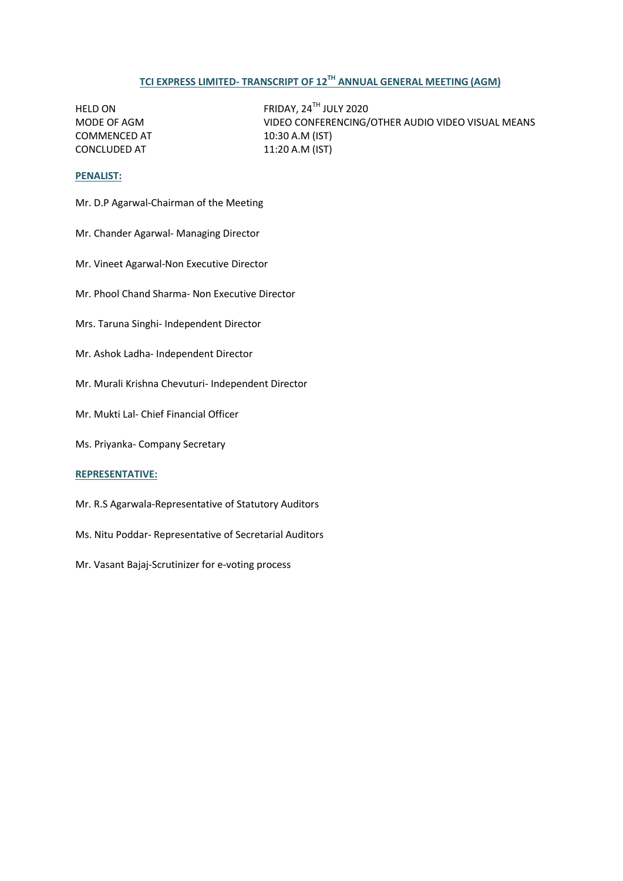# TCI EXPRESS LIMITED- TRANSCRIPT OF 12TH ANNUAL GENERAL MEETING (AGM)

| | |
|---|---|
| HELD ON | FRIDAY, 24TH JULY 2020 |
| MODE OF AGM | VIDEO CONFERENCING/OTHER AUDIO VIDEO VISUAL MEANS |
| COMMENCED AT | 10:30 A.M (IST) |
| CONCLUDED AT | 11:20 A.M (IST) |

## PENALIST:

Mr. D.P Agarwal-Chairman of the Meeting

Mr. Chander Agarwal- Managing Director

Mr. Vineet Agarwal-Non Executive Director

Mr. Phool Chand Sharma- Non Executive Director

Mrs. Taruna Singhi- Independent Director

Mr. Ashok Ladha- Independent Director

Mr. Murali Krishna Chevuturi- Independent Director

Mr. Mukti Lal- Chief Financial Officer

Ms. Priyanka- Company Secretary

## REPRESENTATIVE:

Mr. R.S Agarwala-Representative of Statutory Auditors

Ms. Nitu Poddar- Representative of Secretarial Auditors

Mr. Vasant Bajaj-Scrutinizer for e-voting process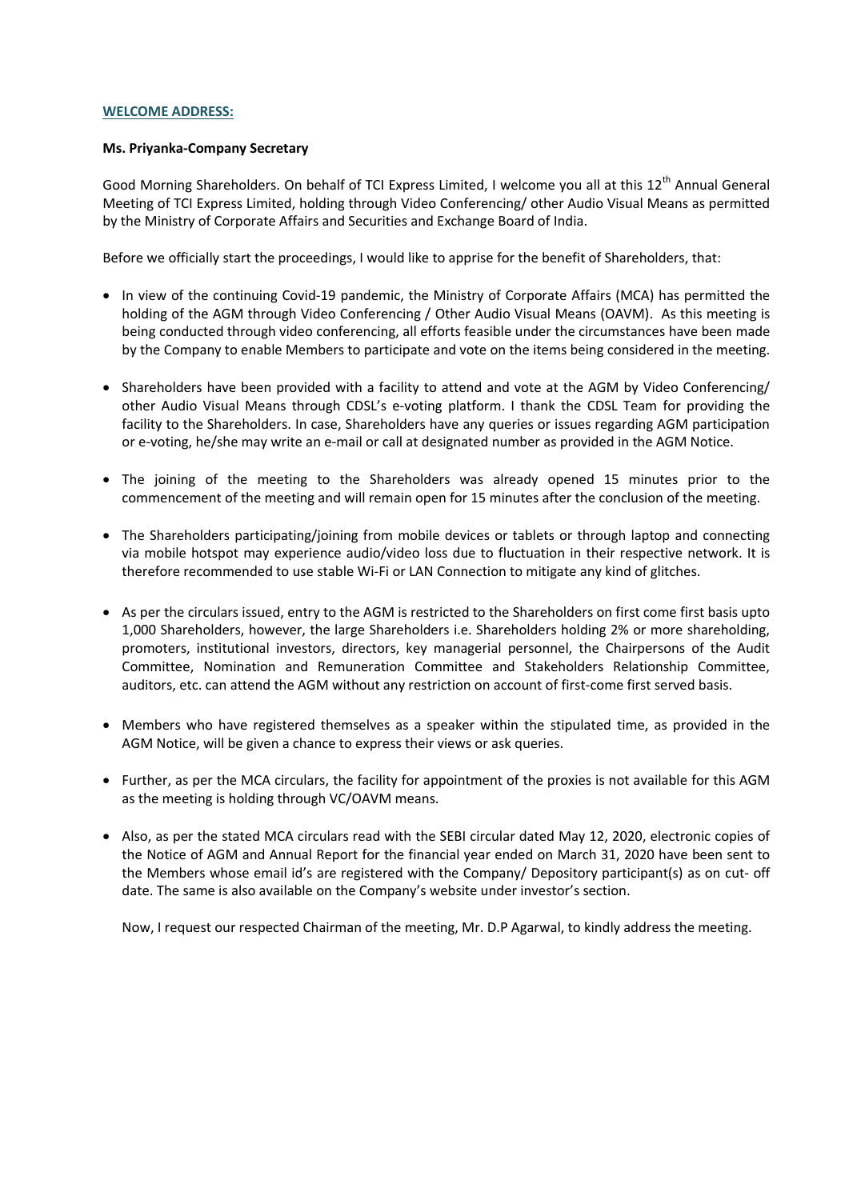## WELCOME ADDRESS:

**Ms. Priyanka-Company Secretary**

Good Morning Shareholders. On behalf of TCI Express Limited, I welcome you all at this 12th Annual General Meeting of TCI Express Limited, holding through Video Conferencing/ other Audio Visual Means as permitted by the Ministry of Corporate Affairs and Securities and Exchange Board of India.

Before we officially start the proceedings, I would like to apprise for the benefit of Shareholders, that:

- In view of the continuing Covid-19 pandemic, the Ministry of Corporate Affairs (MCA) has permitted the holding of the AGM through Video Conferencing / Other Audio Visual Means (OAVM). As this meeting is being conducted through video conferencing, all efforts feasible under the circumstances have been made by the Company to enable Members to participate and vote on the items being considered in the meeting.

- Shareholders have been provided with a facility to attend and vote at the AGM by Video Conferencing/ other Audio Visual Means through CDSL's e-voting platform. I thank the CDSL Team for providing the facility to the Shareholders. In case, Shareholders have any queries or issues regarding AGM participation or e-voting, he/she may write an e-mail or call at designated number as provided in the AGM Notice.

- The joining of the meeting to the Shareholders was already opened 15 minutes prior to the commencement of the meeting and will remain open for 15 minutes after the conclusion of the meeting.

- The Shareholders participating/joining from mobile devices or tablets or through laptop and connecting via mobile hotspot may experience audio/video loss due to fluctuation in their respective network. It is therefore recommended to use stable Wi-Fi or LAN Connection to mitigate any kind of glitches.

- As per the circulars issued, entry to the AGM is restricted to the Shareholders on first come first basis upto 1,000 Shareholders, however, the large Shareholders i.e. Shareholders holding 2% or more shareholding, promoters, institutional investors, directors, key managerial personnel, the Chairpersons of the Audit Committee, Nomination and Remuneration Committee and Stakeholders Relationship Committee, auditors, etc. can attend the AGM without any restriction on account of first-come first served basis.

- Members who have registered themselves as a speaker within the stipulated time, as provided in the AGM Notice, will be given a chance to express their views or ask queries.

- Further, as per the MCA circulars, the facility for appointment of the proxies is not available for this AGM as the meeting is holding through VC/OAVM means.

- Also, as per the stated MCA circulars read with the SEBI circular dated May 12, 2020, electronic copies of the Notice of AGM and Annual Report for the financial year ended on March 31, 2020 have been sent to the Members whose email id's are registered with the Company/ Depository participant(s) as on cut- off date. The same is also available on the Company's website under investor's section.

  Now, I request our respected Chairman of the meeting, Mr. D.P Agarwal, to kindly address the meeting.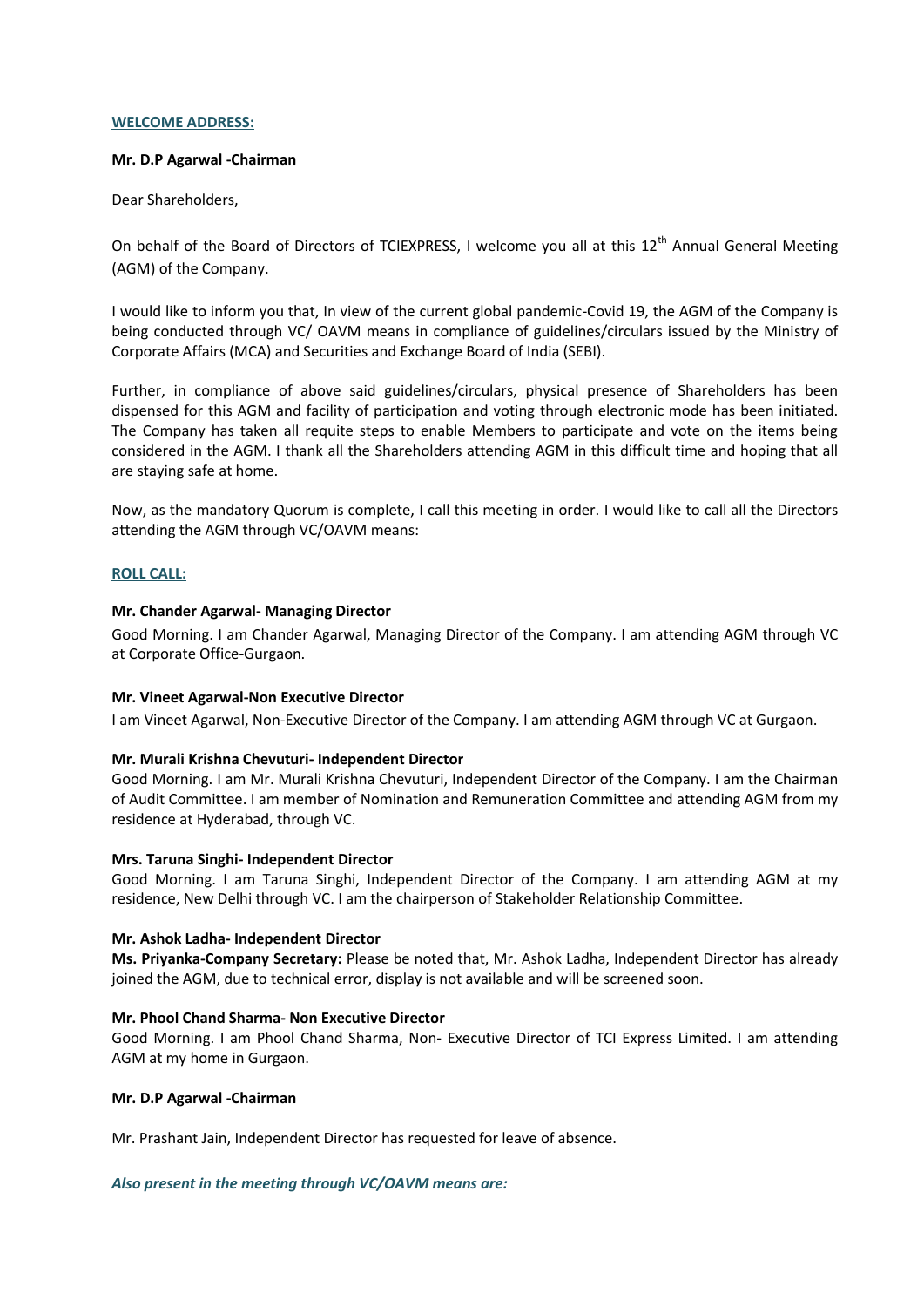**WELCOME ADDRESS:**

**Mr. D.P Agarwal -Chairman**

Dear Shareholders,

On behalf of the Board of Directors of TCIEXPRESS, I welcome you all at this 12th Annual General Meeting (AGM) of the Company.

I would like to inform you that, In view of the current global pandemic-Covid 19, the AGM of the Company is being conducted through VC/ OAVM means in compliance of guidelines/circulars issued by the Ministry of Corporate Affairs (MCA) and Securities and Exchange Board of India (SEBI).

Further, in compliance of above said guidelines/circulars, physical presence of Shareholders has been dispensed for this AGM and facility of participation and voting through electronic mode has been initiated. The Company has taken all requite steps to enable Members to participate and vote on the items being considered in the AGM. I thank all the Shareholders attending AGM in this difficult time and hoping that all are staying safe at home.

Now, as the mandatory Quorum is complete, I call this meeting in order. I would like to call all the Directors attending the AGM through VC/OAVM means:

**ROLL CALL:**

**Mr. Chander Agarwal- Managing Director**

Good Morning. I am Chander Agarwal, Managing Director of the Company. I am attending AGM through VC at Corporate Office-Gurgaon.

**Mr. Vineet Agarwal-Non Executive Director**

I am Vineet Agarwal, Non-Executive Director of the Company. I am attending AGM through VC at Gurgaon.

**Mr. Murali Krishna Chevuturi- Independent Director**

Good Morning. I am Mr. Murali Krishna Chevuturi, Independent Director of the Company. I am the Chairman of Audit Committee. I am member of Nomination and Remuneration Committee and attending AGM from my residence at Hyderabad, through VC.

**Mrs. Taruna Singhi- Independent Director**

Good Morning. I am Taruna Singhi, Independent Director of the Company. I am attending AGM at my residence, New Delhi through VC. I am the chairperson of Stakeholder Relationship Committee.

**Mr. Ashok Ladha- Independent Director**

**Ms. Priyanka-Company Secretary:** Please be noted that, Mr. Ashok Ladha, Independent Director has already joined the AGM, due to technical error, display is not available and will be screened soon.

**Mr. Phool Chand Sharma- Non Executive Director**

Good Morning. I am Phool Chand Sharma, Non- Executive Director of TCI Express Limited. I am attending AGM at my home in Gurgaon.

**Mr. D.P Agarwal -Chairman**

Mr. Prashant Jain, Independent Director has requested for leave of absence.

***Also present in the meeting through VC/OAVM means are:***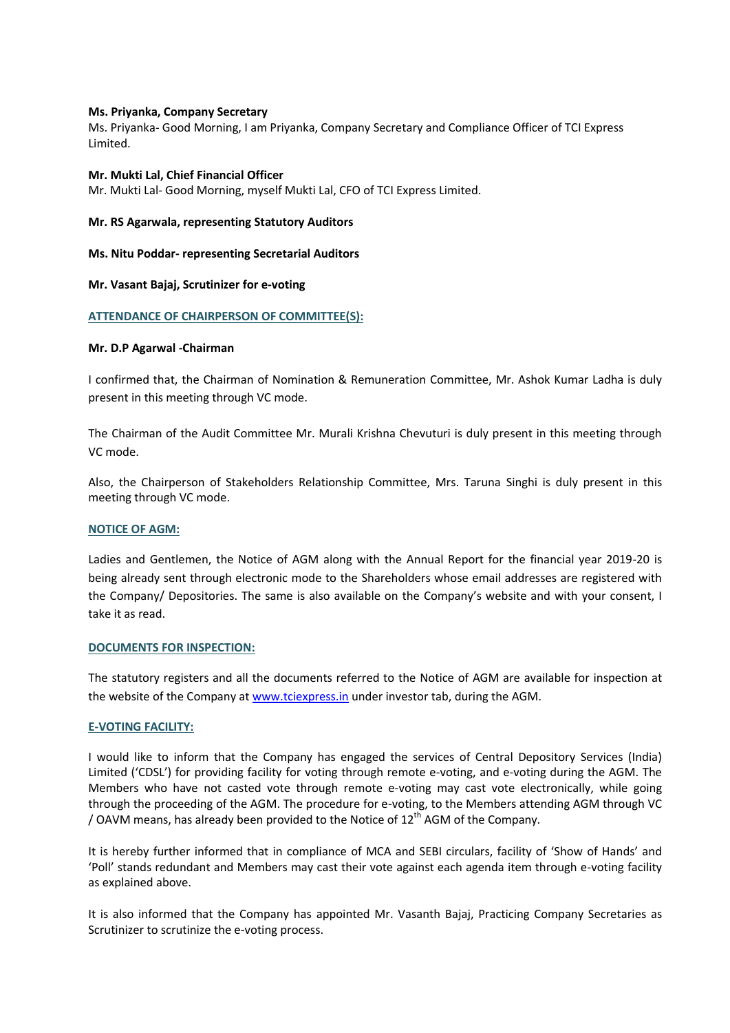**Ms. Priyanka, Company Secretary**

Ms. Priyanka- Good Morning, I am Priyanka, Company Secretary and Compliance Officer of TCI Express Limited.

**Mr. Mukti Lal, Chief Financial Officer**

Mr. Mukti Lal- Good Morning, myself Mukti Lal, CFO of TCI Express Limited.

**Mr. RS Agarwala, representing Statutory Auditors**

**Ms. Nitu Poddar- representing Secretarial Auditors**

**Mr. Vasant Bajaj, Scrutinizer for e-voting**

**ATTENDANCE OF CHAIRPERSON OF COMMITTEE(S):**

**Mr. D.P Agarwal -Chairman**

I confirmed that, the Chairman of Nomination & Remuneration Committee, Mr. Ashok Kumar Ladha is duly present in this meeting through VC mode.

The Chairman of the Audit Committee Mr. Murali Krishna Chevuturi is duly present in this meeting through VC mode.

Also, the Chairperson of Stakeholders Relationship Committee, Mrs. Taruna Singhi is duly present in this meeting through VC mode.

**NOTICE OF AGM:**

Ladies and Gentlemen, the Notice of AGM along with the Annual Report for the financial year 2019-20 is being already sent through electronic mode to the Shareholders whose email addresses are registered with the Company/ Depositories. The same is also available on the Company's website and with your consent, I take it as read.

**DOCUMENTS FOR INSPECTION:**

The statutory registers and all the documents referred to the Notice of AGM are available for inspection at the website of the Company at www.tciexpress.in under investor tab, during the AGM.

**E-VOTING FACILITY:**

I would like to inform that the Company has engaged the services of Central Depository Services (India) Limited ('CDSL') for providing facility for voting through remote e-voting, and e-voting during the AGM. The Members who have not casted vote through remote e-voting may cast vote electronically, while going through the proceeding of the AGM. The procedure for e-voting, to the Members attending AGM through VC / OAVM means, has already been provided to the Notice of 12th AGM of the Company.

It is hereby further informed that in compliance of MCA and SEBI circulars, facility of 'Show of Hands' and 'Poll' stands redundant and Members may cast their vote against each agenda item through e-voting facility as explained above.

It is also informed that the Company has appointed Mr. Vasanth Bajaj, Practicing Company Secretaries as Scrutinizer to scrutinize the e-voting process.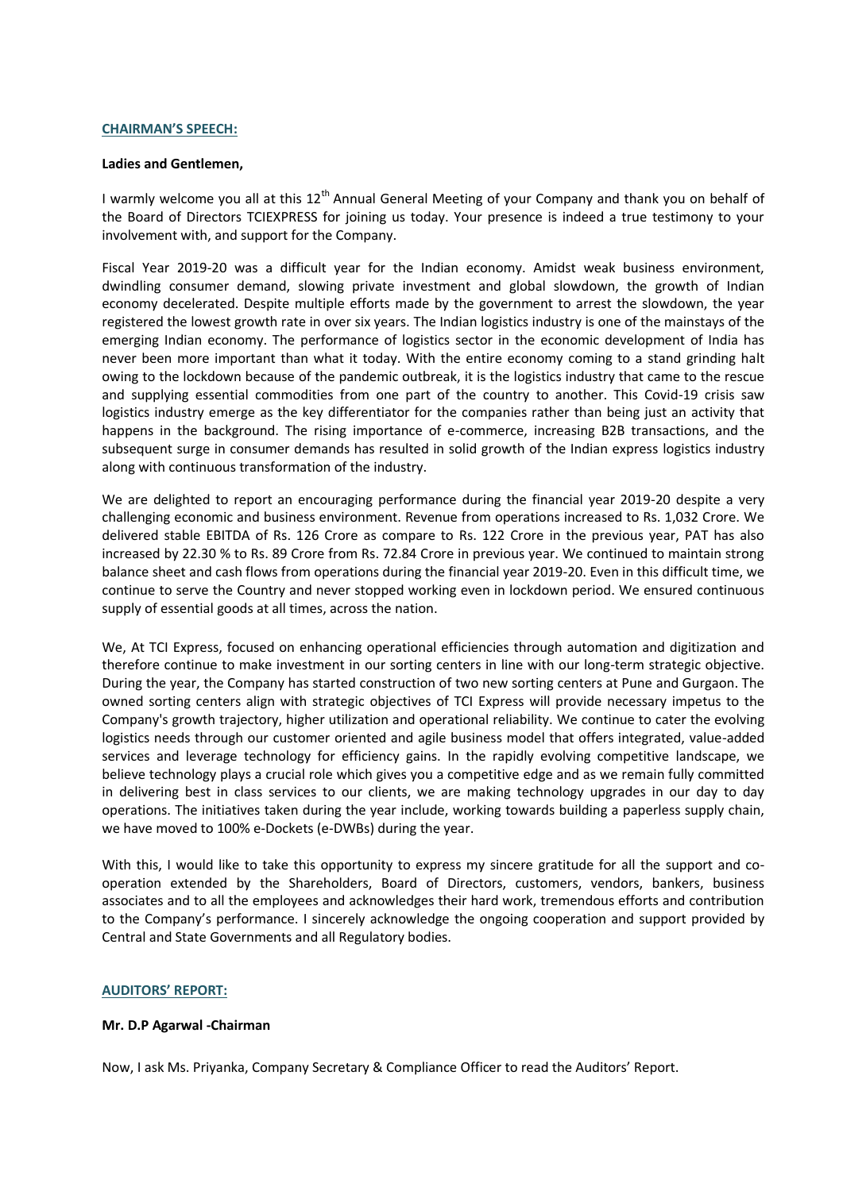## CHAIRMAN'S SPEECH:

**Ladies and Gentlemen,**

I warmly welcome you all at this 12th Annual General Meeting of your Company and thank you on behalf of the Board of Directors TCIEXPRESS for joining us today. Your presence is indeed a true testimony to your involvement with, and support for the Company.

Fiscal Year 2019-20 was a difficult year for the Indian economy. Amidst weak business environment, dwindling consumer demand, slowing private investment and global slowdown, the growth of Indian economy decelerated. Despite multiple efforts made by the government to arrest the slowdown, the year registered the lowest growth rate in over six years. The Indian logistics industry is one of the mainstays of the emerging Indian economy. The performance of logistics sector in the economic development of India has never been more important than what it today. With the entire economy coming to a stand grinding halt owing to the lockdown because of the pandemic outbreak, it is the logistics industry that came to the rescue and supplying essential commodities from one part of the country to another. This Covid-19 crisis saw logistics industry emerge as the key differentiator for the companies rather than being just an activity that happens in the background. The rising importance of e-commerce, increasing B2B transactions, and the subsequent surge in consumer demands has resulted in solid growth of the Indian express logistics industry along with continuous transformation of the industry.

We are delighted to report an encouraging performance during the financial year 2019-20 despite a very challenging economic and business environment. Revenue from operations increased to Rs. 1,032 Crore. We delivered stable EBITDA of Rs. 126 Crore as compare to Rs. 122 Crore in the previous year, PAT has also increased by 22.30 % to Rs. 89 Crore from Rs. 72.84 Crore in previous year. We continued to maintain strong balance sheet and cash flows from operations during the financial year 2019-20. Even in this difficult time, we continue to serve the Country and never stopped working even in lockdown period. We ensured continuous supply of essential goods at all times, across the nation.

We, At TCI Express, focused on enhancing operational efficiencies through automation and digitization and therefore continue to make investment in our sorting centers in line with our long-term strategic objective. During the year, the Company has started construction of two new sorting centers at Pune and Gurgaon. The owned sorting centers align with strategic objectives of TCI Express will provide necessary impetus to the Company's growth trajectory, higher utilization and operational reliability. We continue to cater the evolving logistics needs through our customer oriented and agile business model that offers integrated, value-added services and leverage technology for efficiency gains. In the rapidly evolving competitive landscape, we believe technology plays a crucial role which gives you a competitive edge and as we remain fully committed in delivering best in class services to our clients, we are making technology upgrades in our day to day operations. The initiatives taken during the year include, working towards building a paperless supply chain, we have moved to 100% e-Dockets (e-DWBs) during the year.

With this, I would like to take this opportunity to express my sincere gratitude for all the support and co-operation extended by the Shareholders, Board of Directors, customers, vendors, bankers, business associates and to all the employees and acknowledges their hard work, tremendous efforts and contribution to the Company's performance. I sincerely acknowledge the ongoing cooperation and support provided by Central and State Governments and all Regulatory bodies.

## AUDITORS' REPORT:

**Mr. D.P Agarwal -Chairman**

Now, I ask Ms. Priyanka, Company Secretary & Compliance Officer to read the Auditors' Report.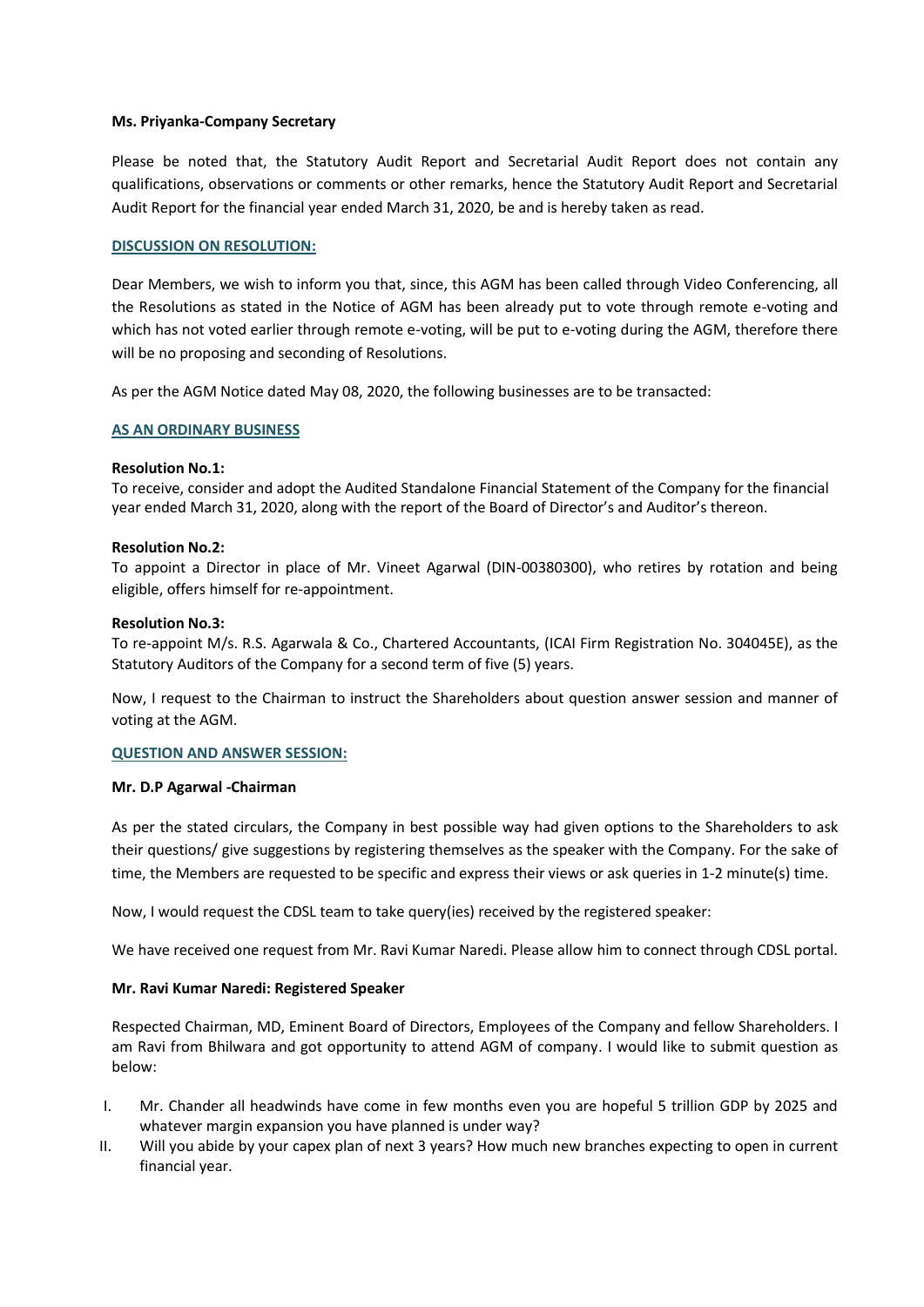**Ms. Priyanka-Company Secretary**

Please be noted that, the Statutory Audit Report and Secretarial Audit Report does not contain any qualifications, observations or comments or other remarks, hence the Statutory Audit Report and Secretarial Audit Report for the financial year ended March 31, 2020, be and is hereby taken as read.

**DISCUSSION ON RESOLUTION:**

Dear Members, we wish to inform you that, since, this AGM has been called through Video Conferencing, all the Resolutions as stated in the Notice of AGM has been already put to vote through remote e-voting and which has not voted earlier through remote e-voting, will be put to e-voting during the AGM, therefore there will be no proposing and seconding of Resolutions.

As per the AGM Notice dated May 08, 2020, the following businesses are to be transacted:

**AS AN ORDINARY BUSINESS**

**Resolution No.1:**
To receive, consider and adopt the Audited Standalone Financial Statement of the Company for the financial year ended March 31, 2020, along with the report of the Board of Director's and Auditor's thereon.

**Resolution No.2:**
To appoint a Director in place of Mr. Vineet Agarwal (DIN-00380300), who retires by rotation and being eligible, offers himself for re-appointment.

**Resolution No.3:**
To re-appoint M/s. R.S. Agarwala & Co., Chartered Accountants, (ICAI Firm Registration No. 304045E), as the Statutory Auditors of the Company for a second term of five (5) years.

Now, I request to the Chairman to instruct the Shareholders about question answer session and manner of voting at the AGM.

**QUESTION AND ANSWER SESSION:**

**Mr. D.P Agarwal -Chairman**

As per the stated circulars, the Company in best possible way had given options to the Shareholders to ask their questions/ give suggestions by registering themselves as the speaker with the Company. For the sake of time, the Members are requested to be specific and express their views or ask queries in 1-2 minute(s) time.

Now, I would request the CDSL team to take query(ies) received by the registered speaker:

We have received one request from Mr. Ravi Kumar Naredi. Please allow him to connect through CDSL portal.

**Mr. Ravi Kumar Naredi: Registered Speaker**

Respected Chairman, MD, Eminent Board of Directors, Employees of the Company and fellow Shareholders. I am Ravi from Bhilwara and got opportunity to attend AGM of company. I would like to submit question as below:

I. Mr. Chander all headwinds have come in few months even you are hopeful 5 trillion GDP by 2025 and whatever margin expansion you have planned is under way?
II. Will you abide by your capex plan of next 3 years? How much new branches expecting to open in current financial year.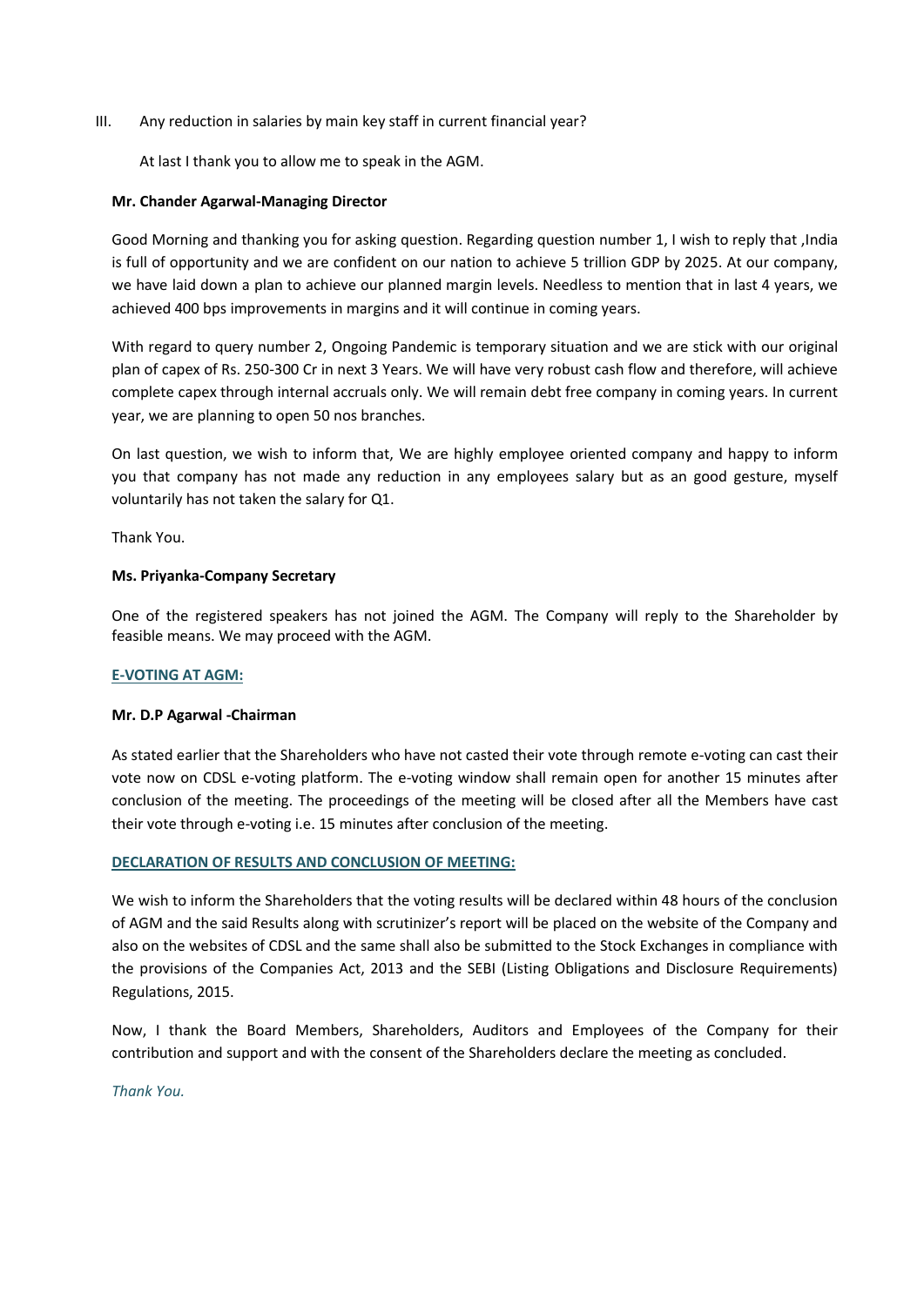III. Any reduction in salaries by main key staff in current financial year?

At last I thank you to allow me to speak in the AGM.

**Mr. Chander Agarwal-Managing Director**

Good Morning and thanking you for asking question. Regarding question number 1, I wish to reply that ,India is full of opportunity and we are confident on our nation to achieve 5 trillion GDP by 2025. At our company, we have laid down a plan to achieve our planned margin levels. Needless to mention that in last 4 years, we achieved 400 bps improvements in margins and it will continue in coming years.

With regard to query number 2, Ongoing Pandemic is temporary situation and we are stick with our original plan of capex of Rs. 250-300 Cr in next 3 Years. We will have very robust cash flow and therefore, will achieve complete capex through internal accruals only. We will remain debt free company in coming years. In current year, we are planning to open 50 nos branches.

On last question, we wish to inform that, We are highly employee oriented company and happy to inform you that company has not made any reduction in any employees salary but as an good gesture, myself voluntarily has not taken the salary for Q1.

Thank You.

**Ms. Priyanka-Company Secretary**

One of the registered speakers has not joined the AGM. The Company will reply to the Shareholder by feasible means. We may proceed with the AGM.

**E-VOTING AT AGM:**

**Mr. D.P Agarwal -Chairman**

As stated earlier that the Shareholders who have not casted their vote through remote e-voting can cast their vote now on CDSL e-voting platform. The e-voting window shall remain open for another 15 minutes after conclusion of the meeting. The proceedings of the meeting will be closed after all the Members have cast their vote through e-voting i.e. 15 minutes after conclusion of the meeting.

**DECLARATION OF RESULTS AND CONCLUSION OF MEETING:**

We wish to inform the Shareholders that the voting results will be declared within 48 hours of the conclusion of AGM and the said Results along with scrutinizer's report will be placed on the website of the Company and also on the websites of CDSL and the same shall also be submitted to the Stock Exchanges in compliance with the provisions of the Companies Act, 2013 and the SEBI (Listing Obligations and Disclosure Requirements) Regulations, 2015.

Now, I thank the Board Members, Shareholders, Auditors and Employees of the Company for their contribution and support and with the consent of the Shareholders declare the meeting as concluded.

*Thank You.*